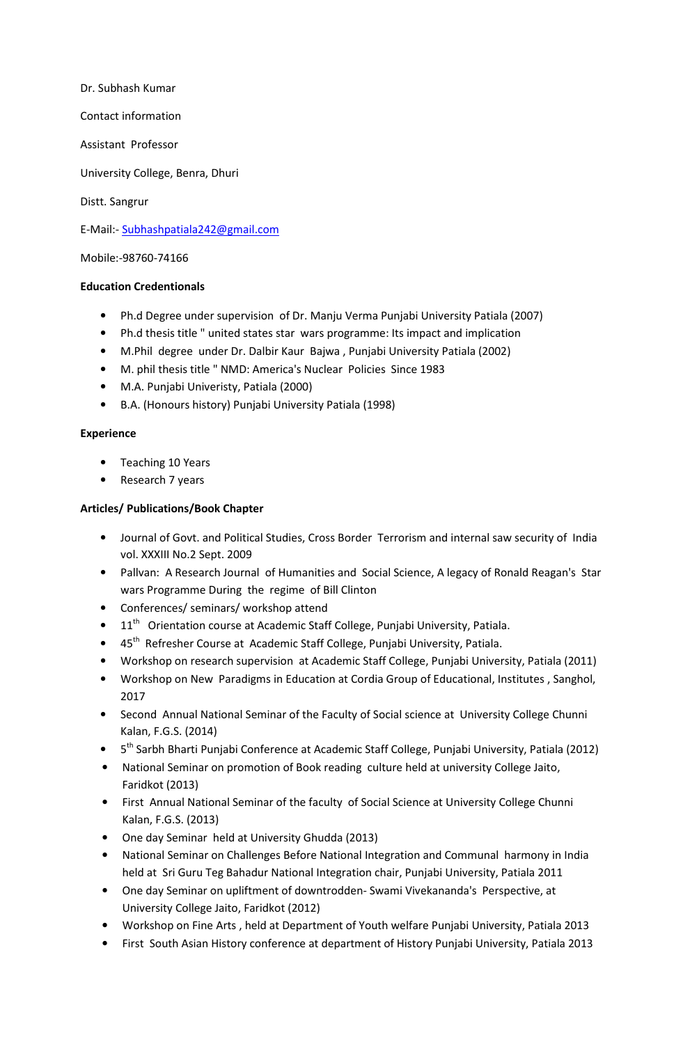Dr. Subhash Kumar

Contact information

Assistant Professor

University College, Benra, Dhuri

Distt. Sangrur

E-Mail:- Subhashpatiala242@gmail.com

Mobile:-98760-74166

**Education Credentionals**

- Ph.d Degree under supervision of Dr. Manju Verma Punjabi University Patiala (2007)
- Ph.d thesis title " united states star wars programme: Its impact and implication
- M.Phil degree under Dr. Dalbir Kaur Bajwa , Punjabi University Patiala (2002)
- M. phil thesis title " NMD: America's Nuclear Policies Since 1983
- M.A. Punjabi Univeristy, Patiala (2000)
- B.A. (Honours history) Punjabi University Patiala (1998)

**Experience**

- Teaching 10 Years
- Research 7 years

**Articles/ Publications/Book Chapter**

- Journal of Govt. and Political Studies, Cross Border Terrorism and internal saw security of India vol. XXXIII No.2 Sept. 2009
- Pallvan: A Research Journal of Humanities and Social Science, A legacy of Ronald Reagan's Star wars Programme During the regime of Bill Clinton
- Conferences/ seminars/ workshop attend
- 11th Orientation course at Academic Staff College, Punjabi University, Patiala.
- 45th Refresher Course at Academic Staff College, Punjabi University, Patiala.
- Workshop on research supervision at Academic Staff College, Punjabi University, Patiala (2011)
- Workshop on New Paradigms in Education at Cordia Group of Educational, Institutes , Sanghol, 2017
- Second Annual National Seminar of the Faculty of Social science at University College Chunni Kalan, F.G.S. (2014)
- 5th Sarbh Bharti Punjabi Conference at Academic Staff College, Punjabi University, Patiala (2012)
- National Seminar on promotion of Book reading culture held at university College Jaito, Faridkot (2013)
- First Annual National Seminar of the faculty of Social Science at University College Chunni Kalan, F.G.S. (2013)
- One day Seminar held at University Ghudda (2013)
- National Seminar on Challenges Before National Integration and Communal harmony in India held at Sri Guru Teg Bahadur National Integration chair, Punjabi University, Patiala 2011
- One day Seminar on upliftment of downtrodden- Swami Vivekananda's Perspective, at University College Jaito, Faridkot (2012)
- Workshop on Fine Arts , held at Department of Youth welfare Punjabi University, Patiala 2013
- First South Asian History conference at department of History Punjabi University, Patiala 2013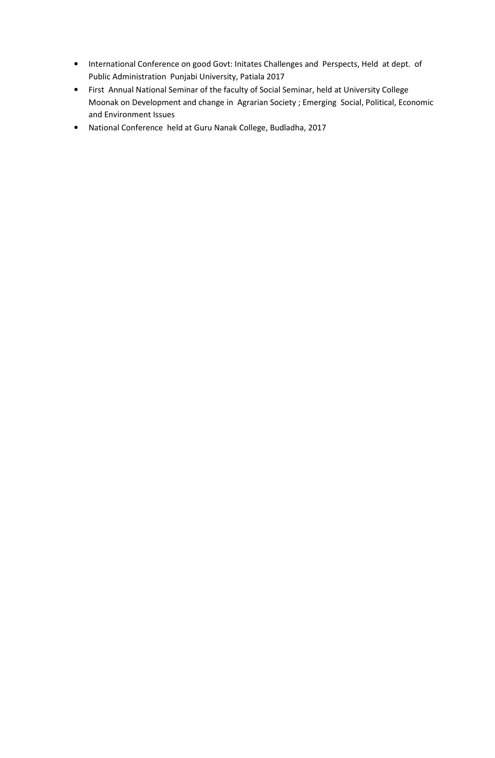- International Conference on good Govt: Initates Challenges and Perspects, Held at dept. of Public Administration Punjabi University, Patiala 2017
- First Annual National Seminar of the faculty of Social Seminar, held at University College Moonak on Development and change in Agrarian Society ; Emerging Social, Political, Economic and Environment Issues
- National Conference held at Guru Nanak College, Budladha, 2017